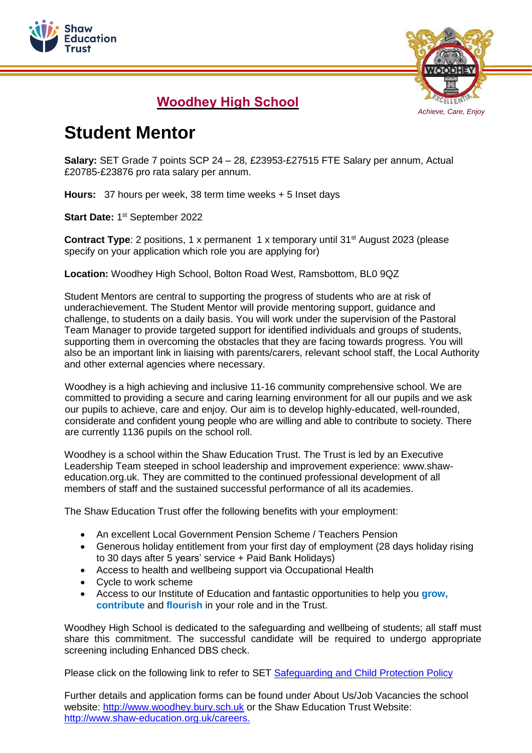Shaw Education Trust

*Achieve, Care, Enjoy*

## Woodhey High School

# Student Mentor

**Salary:** SET Grade 7 points SCP 24 – 28, £23953-£27515 FTE Salary per annum, Actual £20785-£23876 pro rata salary per annum.

**Hours:** 37 hours per week, 38 term time weeks + 5 Inset days

**Start Date:** 1st September 2022

**Contract Type**: 2 positions, 1 x permanent 1 x temporary until 31st August 2023 (please specify on your application which role you are applying for)

**Location:** Woodhey High School, Bolton Road West, Ramsbottom, BL0 9QZ

Student Mentors are central to supporting the progress of students who are at risk of underachievement. The Student Mentor will provide mentoring support, guidance and challenge, to students on a daily basis. You will work under the supervision of the Pastoral Team Manager to provide targeted support for identified individuals and groups of students, supporting them in overcoming the obstacles that they are facing towards progress. You will also be an important link in liaising with parents/carers, relevant school staff, the Local Authority and other external agencies where necessary.

Woodhey is a high achieving and inclusive 11-16 community comprehensive school. We are committed to providing a secure and caring learning environment for all our pupils and we ask our pupils to achieve, care and enjoy. Our aim is to develop highly-educated, well-rounded, considerate and confident young people who are willing and able to contribute to society. There are currently 1136 pupils on the school roll.

Woodhey is a school within the Shaw Education Trust. The Trust is led by an Executive Leadership Team steeped in school leadership and improvement experience: www.shaw-education.org.uk. They are committed to the continued professional development of all members of staff and the sustained successful performance of all its academies.

The Shaw Education Trust offer the following benefits with your employment:

- An excellent Local Government Pension Scheme / Teachers Pension
- Generous holiday entitlement from your first day of employment (28 days holiday rising to 30 days after 5 years' service + Paid Bank Holidays)
- Access to health and wellbeing support via Occupational Health
- Cycle to work scheme
- Access to our Institute of Education and fantastic opportunities to help you **grow, contribute** and **flourish** in your role and in the Trust.

Woodhey High School is dedicated to the safeguarding and wellbeing of students; all staff must share this commitment. The successful candidate will be required to undergo appropriate screening including Enhanced DBS check.

Please click on the following link to refer to SET [Safeguarding and Child Protection Policy]

Further details and application forms can be found under About Us/Job Vacancies the school website: http://www.woodhey.bury.sch.uk or the Shaw Education Trust Website: http://www.shaw-education.org.uk/careers.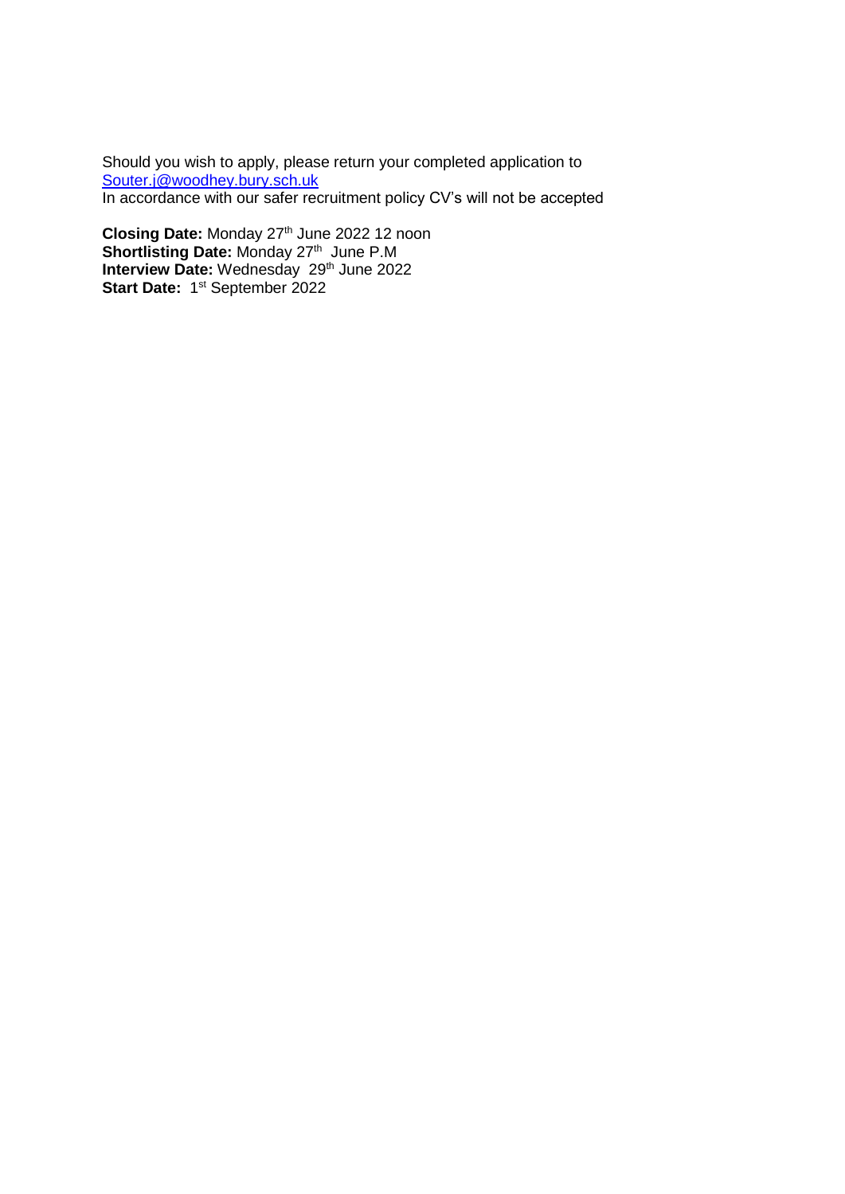Should you wish to apply, please return your completed application to
Souter.j@woodhey.bury.sch.uk
In accordance with our safer recruitment policy CV's will not be accepted

**Closing Date:** Monday 27th June 2022 12 noon
**Shortlisting Date:** Monday 27th June P.M
**Interview Date:** Wednesday 29th June 2022
**Start Date:** 1st September 2022